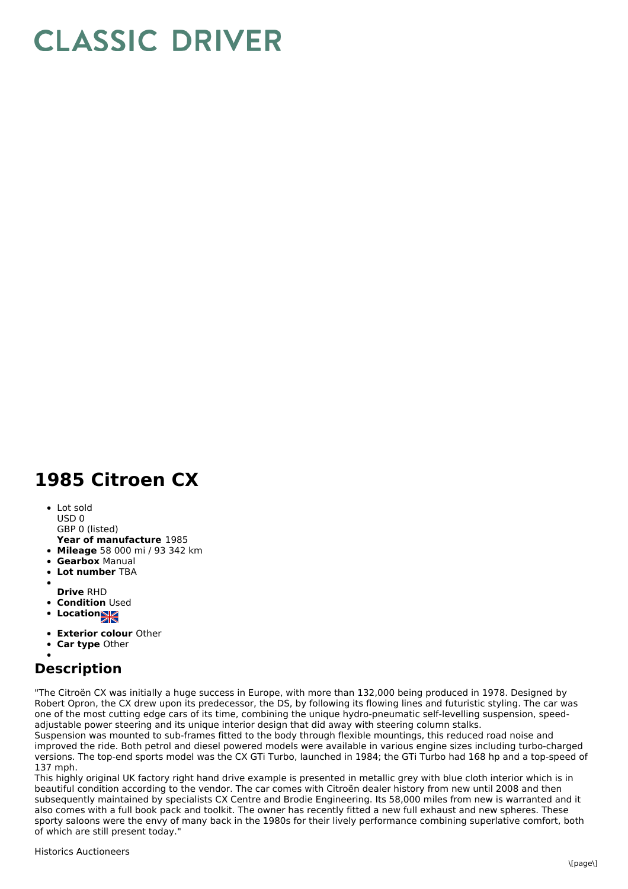# CLASSIC DRIVER

## 1985 Citroen CX

- Lot sold
  USD 0
  GBP 0 (listed)
  **Year of manufacture** 1985
- **Mileage** 58 000 mi / 93 342 km
- **Gearbox** Manual
- **Lot number** TBA
- 
  **Drive** RHD
- **Condition** Used
- **Location**
- **Exterior colour** Other
- **Car type** Other
- 

## Description

"The Citroën CX was initially a huge success in Europe, with more than 132,000 being produced in 1978. Designed by Robert Opron, the CX drew upon its predecessor, the DS, by following its flowing lines and futuristic styling. The car was one of the most cutting edge cars of its time, combining the unique hydro-pneumatic self-levelling suspension, speed-adjustable power steering and its unique interior design that did away with steering column stalks.
Suspension was mounted to sub-frames fitted to the body through flexible mountings, this reduced road noise and improved the ride. Both petrol and diesel powered models were available in various engine sizes including turbo-charged versions. The top-end sports model was the CX GTi Turbo, launched in 1984; the GTi Turbo had 168 hp and a top-speed of 137 mph.
This highly original UK factory right hand drive example is presented in metallic grey with blue cloth interior which is in beautiful condition according to the vendor. The car comes with Citroën dealer history from new until 2008 and then subsequently maintained by specialists CX Centre and Brodie Engineering. Its 58,000 miles from new is warranted and it also comes with a full book pack and toolkit. The owner has recently fitted a new full exhaust and new spheres. These sporty saloons were the envy of many back in the 1980s for their lively performance combining superlative comfort, both of which are still present today."

Historics Auctioneers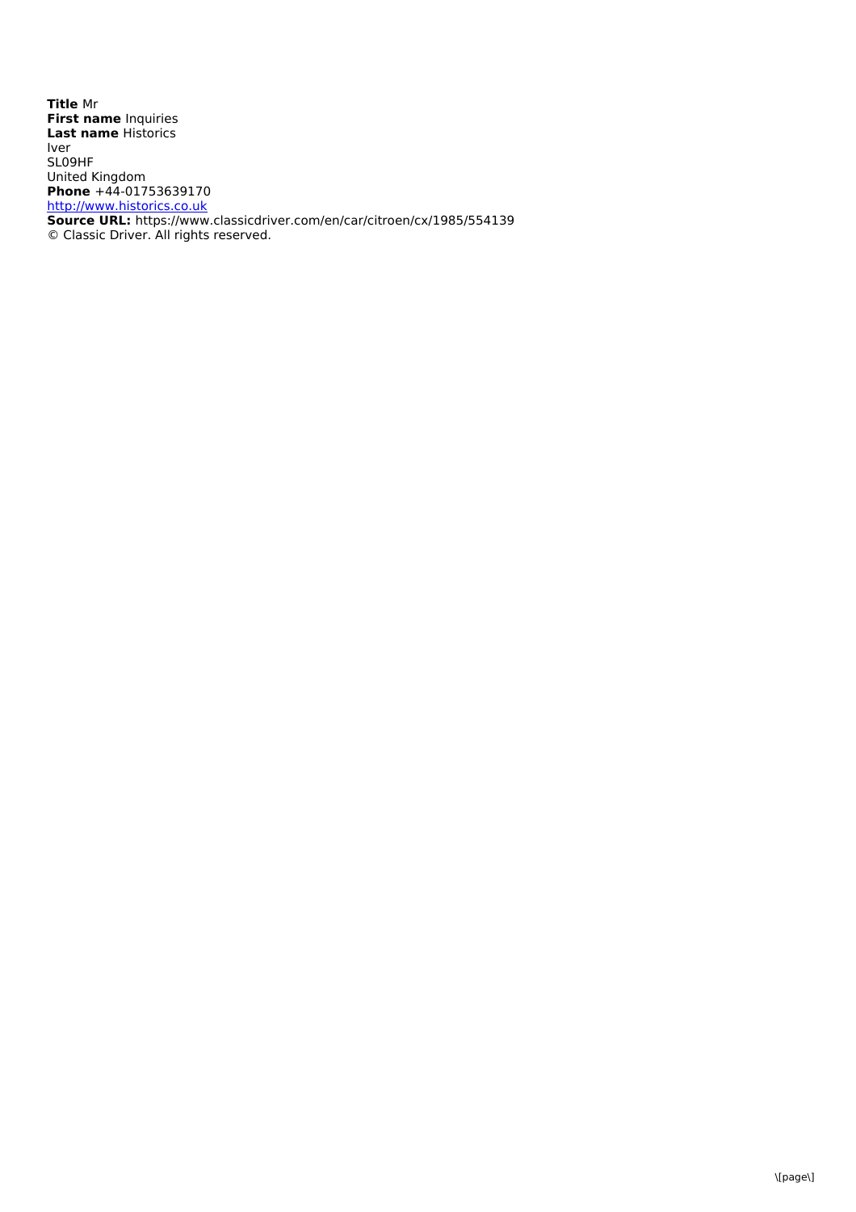**Title** Mr  
**First name** Inquiries  
**Last name** Historics  
Iver  
SL09HF  
United Kingdom  
**Phone** +44-01753639170  
[http://www.historics.co.uk](http://www.historics.co.uk)  
**Source URL:** https://www.classicdriver.com/en/car/citroen/cx/1985/554139  
© Classic Driver. All rights reserved.